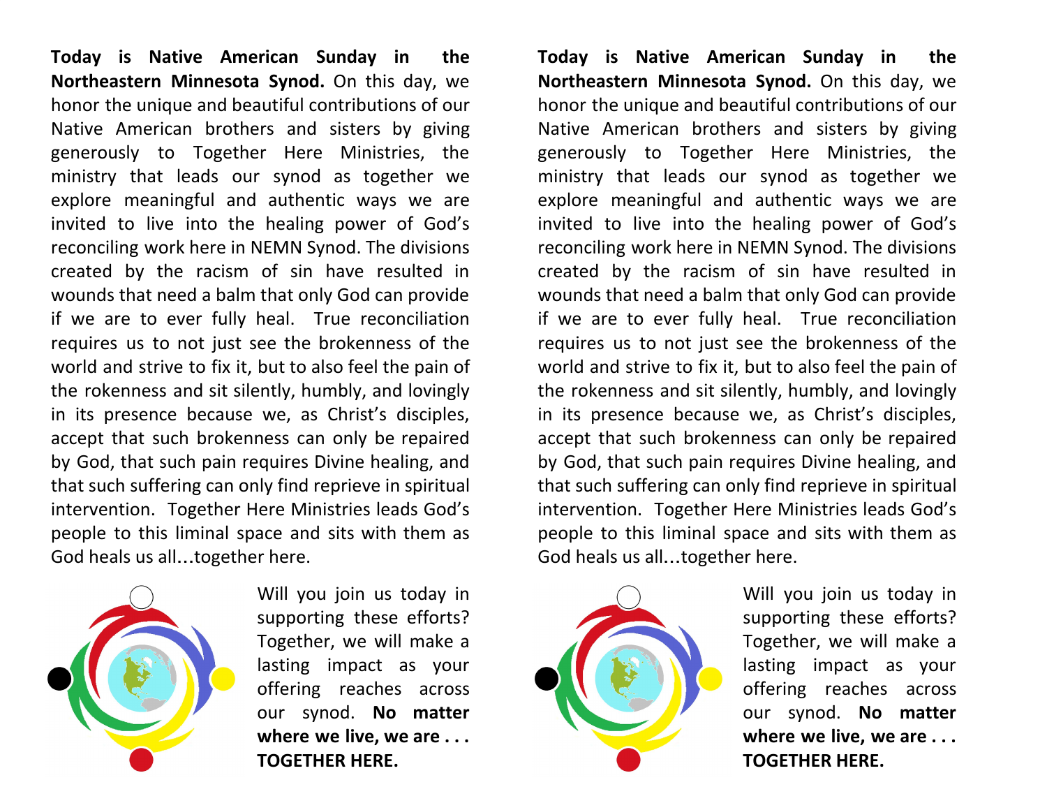**Today is Native American Sunday in the Northeastern Minnesota Synod.** On this day, we honor the unique and beautiful contributions of our Native American brothers and sisters by giving generously to Together Here Ministries, the ministry that leads our synod as together we explore meaningful and authentic ways we are invited to live into the healing power of God's reconciling work here in NEMN Synod. The divisions created by the racism of sin have resulted in wounds that need a balm that only God can provide if we are to ever fully heal. True reconciliation requires us to not just see the brokenness of the world and strive to fix it, but to also feel the pain of the rokenness and sit silently, humbly, and lovingly in its presence because we, as Christ's disciples, accept that such brokenness can only be repaired by God, that such pain requires Divine healing, and that such suffering can only find reprieve in spiritual intervention. Together Here Ministries leads God's people to this liminal space and sits with them as God heals us all…together here.

Will you join us today in supporting these efforts? Together, we will make a lasting impact as your offering reaches across our synod. **No matter where we live, we are . . . TOGETHER HERE.**

**Today is Native American Sunday in the Northeastern Minnesota Synod.** On this day, we honor the unique and beautiful contributions of our Native American brothers and sisters by giving generously to Together Here Ministries, the ministry that leads our synod as together we explore meaningful and authentic ways we are invited to live into the healing power of God's reconciling work here in NEMN Synod. The divisions created by the racism of sin have resulted in wounds that need a balm that only God can provide if we are to ever fully heal. True reconciliation requires us to not just see the brokenness of the world and strive to fix it, but to also feel the pain of the rokenness and sit silently, humbly, and lovingly in its presence because we, as Christ's disciples, accept that such brokenness can only be repaired by God, that such pain requires Divine healing, and that such suffering can only find reprieve in spiritual intervention. Together Here Ministries leads God's people to this liminal space and sits with them as God heals us all…together here.

Will you join us today in supporting these efforts? Together, we will make a lasting impact as your offering reaches across our synod. **No matter where we live, we are . . . TOGETHER HERE.**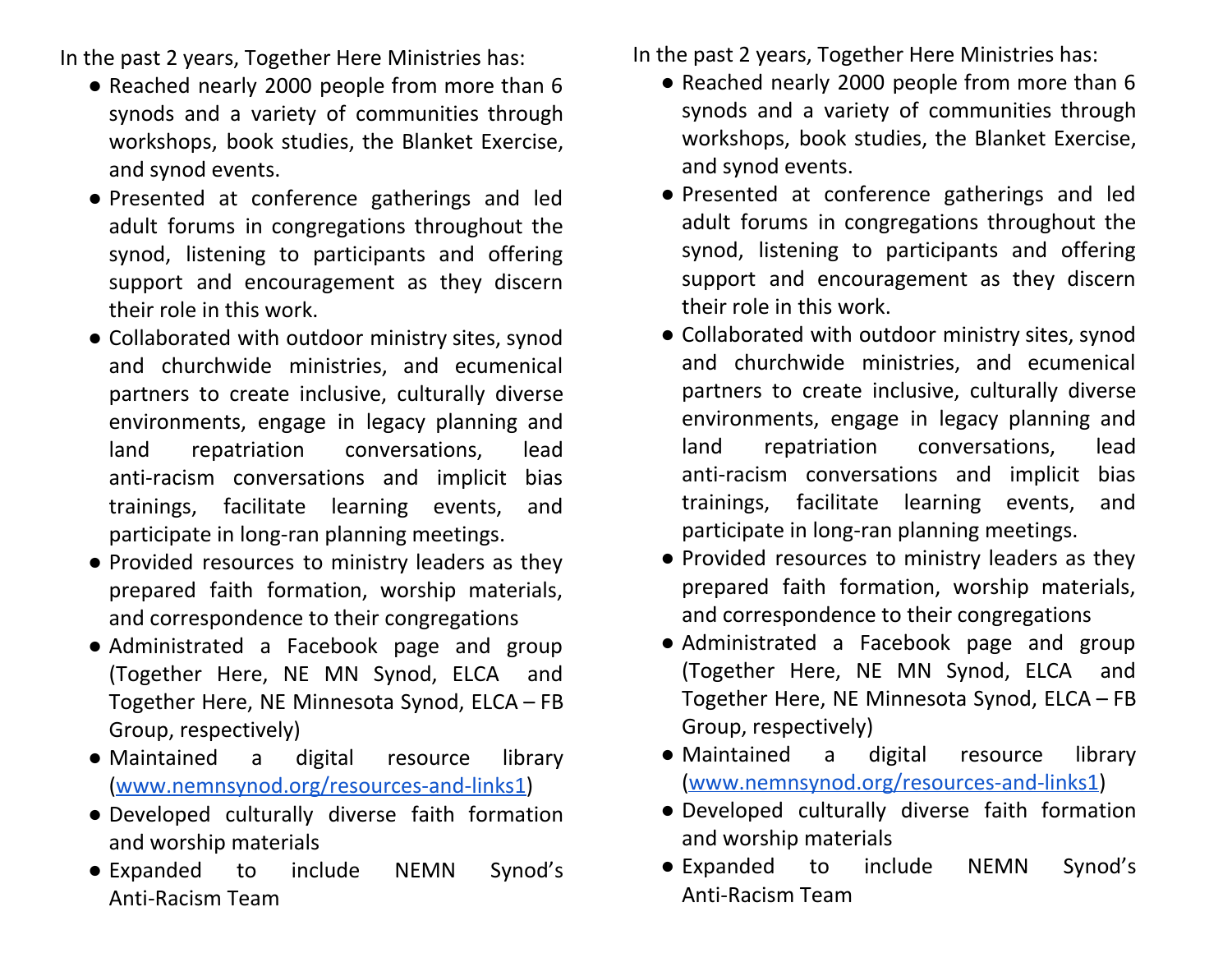In the past 2 years, Together Here Ministries has:

- Reached nearly 2000 people from more than 6 synods and a variety of communities through workshops, book studies, the Blanket Exercise, and synod events.
- Presented at conference gatherings and led adult forums in congregations throughout the synod, listening to participants and offering support and encouragement as they discern their role in this work.
- Collaborated with outdoor ministry sites, synod and churchwide ministries, and ecumenical partners to create inclusive, culturally diverse environments, engage in legacy planning and land repatriation conversations, lead anti-racism conversations and implicit bias trainings, facilitate learning events, and participate in long-ran planning meetings.
- Provided resources to ministry leaders as they prepared faith formation, worship materials, and correspondence to their congregations
- Administrated a Facebook page and group (Together Here, NE MN Synod, ELCA and Together Here, NE Minnesota Synod, ELCA – FB Group, respectively)
- Maintained a digital resource library (www.nemnsynod.org/resources-and-links1)
- Developed culturally diverse faith formation and worship materials
- Expanded to include NEMN Synod's Anti-Racism Team

In the past 2 years, Together Here Ministries has:

- Reached nearly 2000 people from more than 6 synods and a variety of communities through workshops, book studies, the Blanket Exercise, and synod events.
- Presented at conference gatherings and led adult forums in congregations throughout the synod, listening to participants and offering support and encouragement as they discern their role in this work.
- Collaborated with outdoor ministry sites, synod and churchwide ministries, and ecumenical partners to create inclusive, culturally diverse environments, engage in legacy planning and land repatriation conversations, lead anti-racism conversations and implicit bias trainings, facilitate learning events, and participate in long-ran planning meetings.
- Provided resources to ministry leaders as they prepared faith formation, worship materials, and correspondence to their congregations
- Administrated a Facebook page and group (Together Here, NE MN Synod, ELCA and Together Here, NE Minnesota Synod, ELCA – FB Group, respectively)
- Maintained a digital resource library (www.nemnsynod.org/resources-and-links1)
- Developed culturally diverse faith formation and worship materials
- Expanded to include NEMN Synod's Anti-Racism Team